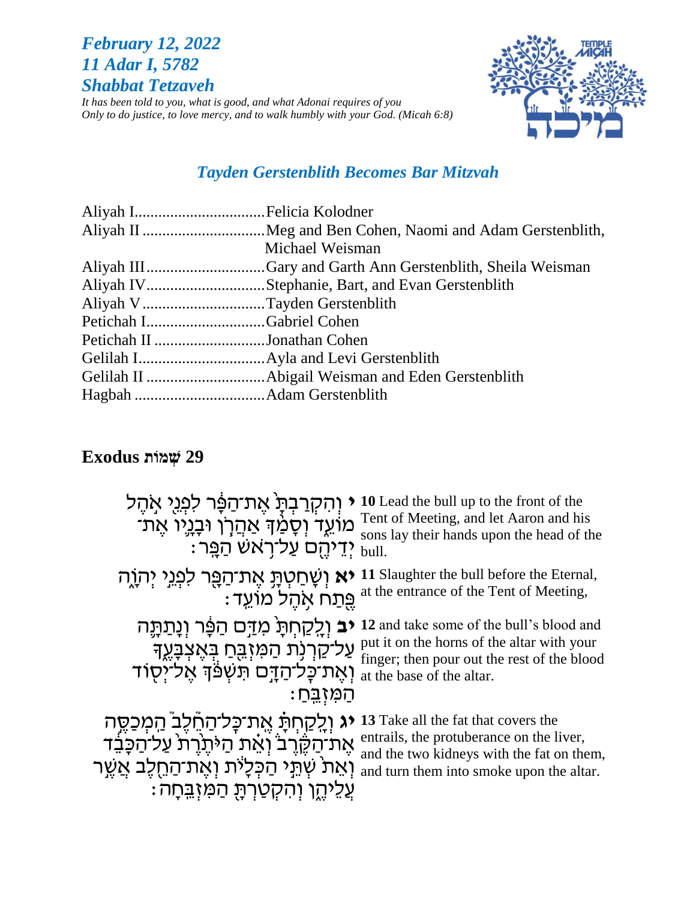***February 12, 2022***
***11 Adar I, 5782***
***Shabbat Tetzaveh***

*It has been told to you, what is good, and what Adonai requires of you*
*Only to do justice, to love mercy, and to walk humbly with your God. (Micah 6:8)*

## *Tayden Gerstenblith Becomes Bar Mitzvah*

| | |
|---|---|
| Aliyah I | Felicia Kolodner |
| Aliyah II | Meg and Ben Cohen, Naomi and Adam Gerstenblith, Michael Weisman |
| Aliyah III | Gary and Garth Ann Gerstenblith, Sheila Weisman |
| Aliyah IV | Stephanie, Bart, and Evan Gerstenblith |
| Aliyah V | Tayden Gerstenblith |
| Petichah I | Gabriel Cohen |
| Petichah II | Jonathan Cohen |
| Gelilah I | Ayla and Levi Gerstenblith |
| Gelilah II | Abigail Weisman and Eden Gerstenblith |
| Hagbah | Adam Gerstenblith |

## **Exodus שְׁמוֹת 29**

**י** וְהִקְרַבְתָּ֙ אֶת־הַפָּ֔ר לִפְנֵ֖י אֹ֣הֶל מוֹעֵ֑ד וְסָמַ֨ךְ אַהֲרֹ֧ן וּבָנָ֛יו אֶת־יְדֵיהֶ֖ם עַל־רֹ֥אשׁ הַפָּֽר׃

**10** Lead the bull up to the front of the Tent of Meeting, and let Aaron and his sons lay their hands upon the head of the bull.

**יא** וְשָׁחַטְתָּ֥ אֶת־הַפָּ֖ר לִפְנֵ֣י יְהוָ֑ה פֶּ֖תַח אֹ֥הֶל מוֹעֵֽד׃

**11** Slaughter the bull before the Eternal, at the entrance of the Tent of Meeting,

**יב** וְלָקַחְתָּ֙ מִדַּ֣ם הַפָּ֔ר וְנָתַתָּ֛ה עַל־קַרְנֹ֥ת הַמִּזְבֵּ֖חַ בְּאֶצְבָּעֶ֑ךָ וְאֶת־כָּל־הַדָּ֣ם תִּשְׁפֹּ֔ךְ אֶל־יְס֖וֹד הַמִּזְבֵּֽחַ׃

**12** and take some of the bull's blood and put it on the horns of the altar with your finger; then pour out the rest of the blood at the base of the altar.

**יג** וְלָקַחְתָּ֗ אֶֽת־כָּל־הַחֵ֘לֶב֮ הַֽמְכַסֶּ֣ה אֶת־הַקֶּ֒רֶב֒ וְאֵ֨ת הַיֹּתֶ֜רֶת עַל־הַכָּבֵ֗ד וְאֵת֙ שְׁתֵּ֣י הַכְּלָיֹ֔ת וְאֶת־הַחֵ֖לֶב אֲשֶׁ֣ר עֲלֵיהֶ֑ן וְהִקְטַרְתָּ֖ הַמִּזְבֵּֽחָה׃

**13** Take all the fat that covers the entrails, the protuberance on the liver, and the two kidneys with the fat on them, and turn them into smoke upon the altar.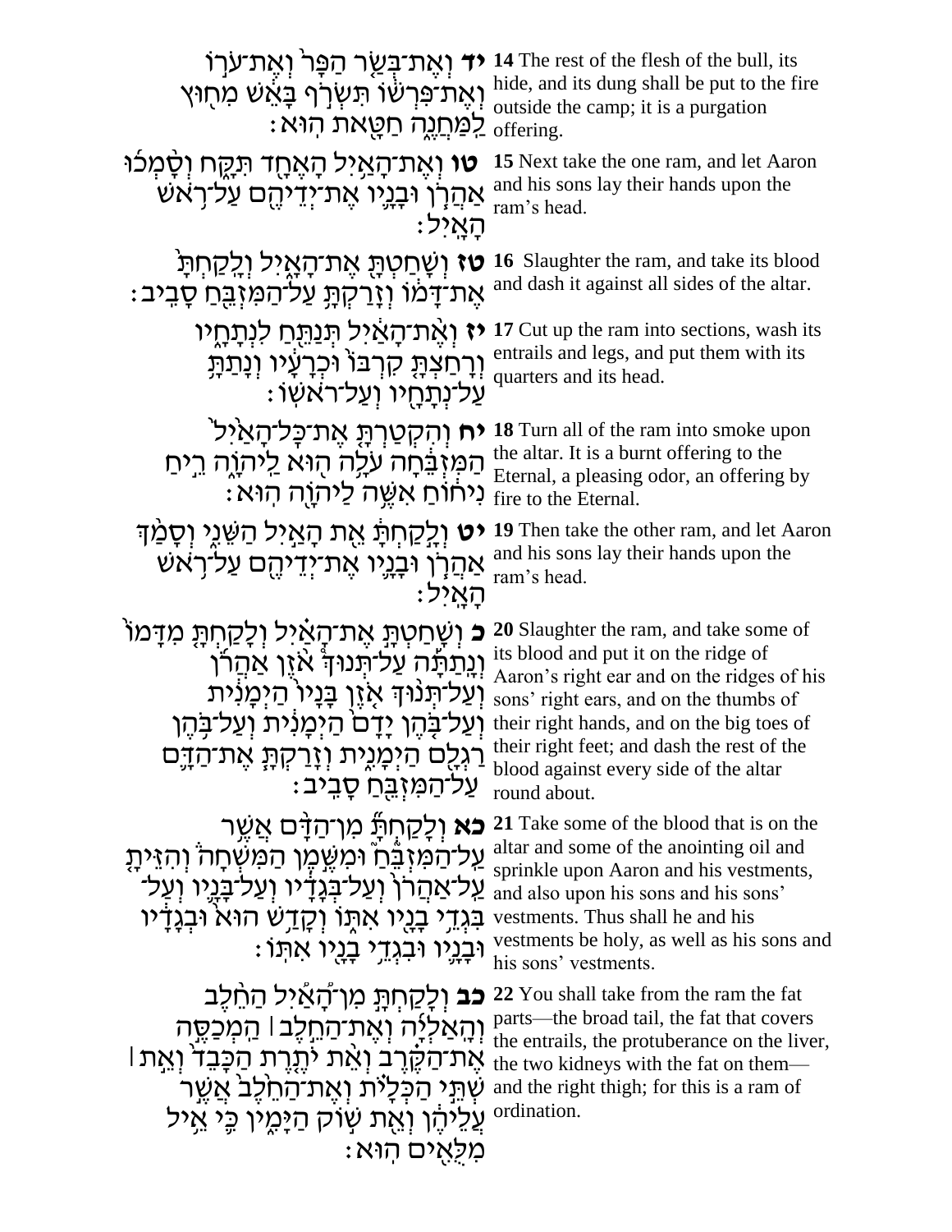**יד** וְאֶת־בְּשַׂר הַפָּר֙ וְאֶת־עֹר֣וֹ וְאֶת־פִּרְשׁ֔וֹ תִּשְׂרֹ֥ף בָּאֵ֖שׁ מִח֣וּץ לַֽמַּחֲנֶ֑ה חַטָּ֖את הֽוּא׃

**14** The rest of the flesh of the bull, its hide, and its dung shall be put to the fire outside the camp; it is a purgation offering.

**טו** וְאֶת־הָאַ֥יִל הָאֶחָ֖ד תִּקָּ֑ח וְסָ֨מְכ֜וּ אַהֲרֹ֧ן וּבָנָ֛יו אֶת־יְדֵיהֶ֖ם עַל־רֹ֥אשׁ הָאָֽיִל׃

**15** Next take the one ram, and let Aaron and his sons lay their hands upon the ram's head.

**טז** וְשָׁחַטְתָּ֖ אֶת־הָאָ֑יִל וְלָקַחְתָּ֙ אֶת־דָּמ֔וֹ וְזָרַקְתָּ֥ עַל־הַמִּזְבֵּ֖חַ סָבִֽיב׃

**16** Slaughter the ram, and take its blood and dash it against all sides of the altar.

**יז** וְאֶת־הָאַ֕יִל תְּנַתֵּ֖חַ לִנְתָחָ֑יו וְרָחַצְתָּ֤ קִרְבּוֹ֙ וּכְרָעָ֔יו וְנָתַתָּ֥ עַל־נְתָחָ֖יו וְעַל־רֹאשֽׁוֹ׃

**17** Cut up the ram into sections, wash its entrails and legs, and put them with its quarters and its head.

**יח** וְהִקְטַרְתָּ֤ אֶת־כָּל־הָאַ֙יִל֙ הַמִּזְבֵּ֔חָה עֹלָ֥ה ה֖וּא לַיהֹוָ֑ה רֵ֣יחַ נִיח֔וֹחַ אִשֶּׁ֥ה לַיהֹוָ֖ה הֽוּא׃

**18** Turn all of the ram into smoke upon the altar. It is a burnt offering to the Eternal, a pleasing odor, an offering by fire to the Eternal.

**יט** וְלָקַחְתָּ֔ אֵ֖ת הָאַ֣יִל הַשֵּׁנִ֑י וְסָמַ֨ךְ אַהֲרֹ֧ן וּבָנָ֛יו אֶת־יְדֵיהֶ֖ם עַל־רֹ֥אשׁ הָאָֽיִל׃

**19** Then take the other ram, and let Aaron and his sons lay their hands upon the ram's head.

**כ** וְשָׁחַטְתָּ֣ אֶת־הָאַ֗יִל וְלָקַחְתָּ֣ מִדָּמוֹ֮ וְנָתַתָּ֡ה עַל־תְּנוּךְ֩ אֹ֨זֶן אַהֲרֹ֜ן וְעַל־תְּנ֨וּךְ אֹ֤זֶן בָּנָיו֙ הַיְמָנִ֔ית וְעַל־בֹּ֤הֶן יָדָם֙ הַיְמָנִ֔ית וְעַל־בֹּ֥הֶן רַגְלָ֖ם הַיְמָנִ֑ית וְזָרַקְתָּ֧ אֶת־הַדָּ֛ם עַל־הַמִּזְבֵּ֖חַ סָבִֽיב׃

**20** Slaughter the ram, and take some of its blood and put it on the ridge of Aaron's right ear and on the ridges of his sons' right ears, and on the thumbs of their right hands, and on the big toes of their right feet; and dash the rest of the blood against every side of the altar round about.

**כא** וְלָקַחְתָּ֞ מִן־הַדָּ֨ם אֲשֶׁ֥ר עַל־הַמִּזְבֵּ֮חַ֮ וּמִשֶּׁ֣מֶן הַמִּשְׁחָה֒ וְהִזֵּיתָ֤ עַל־אַהֲרֹן֙ וְעַל־בְּגָדָ֔יו וְעַל־בָּנָ֛יו וְעַל־בִּגְדֵ֥י בָנָ֖יו אִתּ֑וֹ וְקָדַ֣שׁ ה֗וּא וּבְגָדָ֔יו וּבָנָ֛יו וּבִגְדֵ֥י בָנָ֖יו אִתּֽוֹ׃

**21** Take some of the blood that is on the altar and some of the anointing oil and sprinkle upon Aaron and his vestments, and also upon his sons and his sons' vestments. Thus shall he and his vestments be holy, as well as his sons and his sons' vestments.

**כב** וְלָקַחְתָּ֣ מִן־הָ֠אַיִל הַחֵ֨לֶב וְהָֽאַלְיָ֜ה וְאֶת־הַחֵ֣לֶב ׀ הַֽמְכַסֶּ֣ה אֶת־הַקֶּ֗רֶב וְאֵ֨ת יֹתֶ֤רֶת הַכָּבֵד֙ וְאֵ֣ת ׀ שְׁתֵּ֣י הַכְּלָיֹ֗ת וְאֶת־הַחֵ֙לֶב֙ אֲשֶׁ֣ר עֲלֵיהֶ֔ן וְאֵ֖ת שׁ֣וֹק הַיָּמִ֑ין כִּ֛י אֵ֥יל מִלֻּאִ֖ים הֽוּא׃

**22** You shall take from the ram the fat parts—the broad tail, the fat that covers the entrails, the protuberance on the liver, the two kidneys with the fat on them—and the right thigh; for this is a ram of ordination.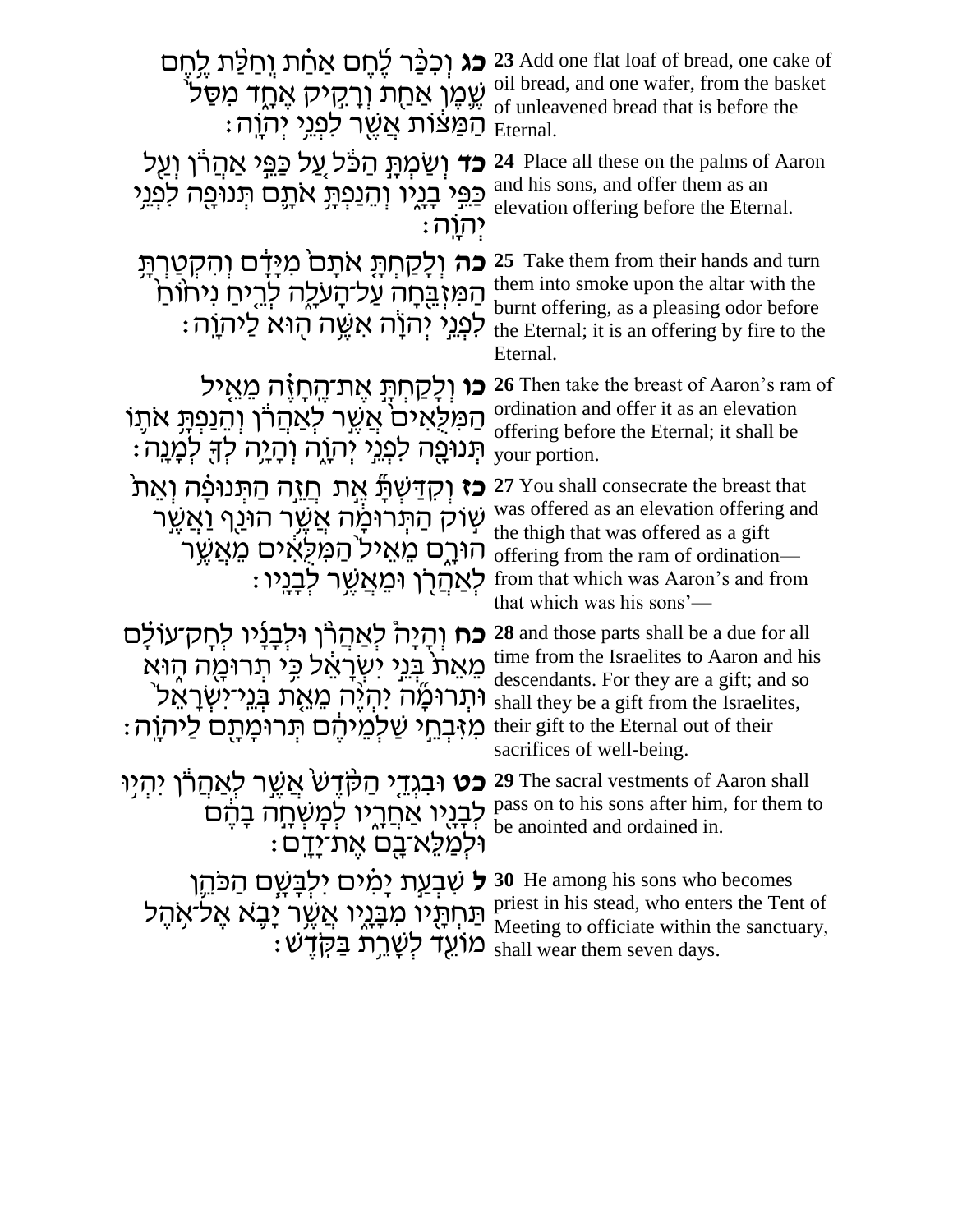**כג** וְכִכַּ֨ר לֶ֜חֶם אַחַ֗ת וְחַלַּ֨ת לֶ֥חֶם שֶׁ֛מֶן אַחַ֖ת וְרָקִ֣יק אֶחָ֑ד מִסַּל֙ הַמַּצּ֔וֹת אֲשֶׁ֖ר לִפְנֵ֥י יְהֹוָֽה׃

**23** Add one flat loaf of bread, one cake of oil bread, and one wafer, from the basket of unleavened bread that is before the Eternal.

**כד** וְשַׂמְתָּ֙ הַכֹּ֔ל עַ֚ל כַּפֵּ֣י אַהֲרֹ֔ן וְעַ֖ל כַּפֵּ֣י בָנָ֑יו וְהֵנַפְתָּ֥ אֹתָ֛ם תְּנוּפָ֖ה לִפְנֵ֥י יְהֹוָֽה׃

**24** Place all these on the palms of Aaron and his sons, and offer them as an elevation offering before the Eternal.

**כה** וְלָקַחְתָּ֤ אֹתָם֙ מִיָּדָ֔ם וְהִקְטַרְתָּ֥ הַמִּזְבֵּ֖חָה עַל־הָעֹלָ֑ה לְרֵ֤יחַ נִיח֙וֹחַ֙ לִפְנֵ֣י יְהֹוָ֔ה אִשֶּׁ֥ה ה֖וּא לַֽיהֹוָֽה׃

**25** Take them from their hands and turn them into smoke upon the altar with the burnt offering, as a pleasing odor before the Eternal; it is an offering by fire to the Eternal.

**כו** וְלָקַחְתָּ֣ אֶת־הֶֽחָזֶ֗ה מֵאֵ֤יל הַמִּלֻּאִים֙ אֲשֶׁ֣ר לְאַהֲרֹ֔ן וְהֵנַפְתָּ֥ אֹת֛וֹ תְּנוּפָ֖ה לִפְנֵ֣י יְהֹוָ֑ה וְהָיָ֥ה לְךָ֖ לְמָנָֽה׃

**26** Then take the breast of Aaron's ram of ordination and offer it as an elevation offering before the Eternal; it shall be your portion.

**כז** וְקִדַּשְׁתָּ֞ אֵ֣ת ׀ חֲזֵ֣ה הַתְּנוּפָ֗ה וְאֵת֙ שׁ֣וֹק הַתְּרוּמָ֔ה אֲשֶׁ֥ר הוּנַ֖ף וַאֲשֶׁ֣ר הוּרָ֑ם מֵאֵיל֙ הַמִּלֻּאִ֔ים מֵאֲשֶׁ֥ר לְאַהֲרֹ֖ן וּמֵאֲשֶׁ֥ר לְבָנָֽיו׃

**27** You shall consecrate the breast that was offered as an elevation offering and the thigh that was offered as a gift offering from the ram of ordination—from that which was Aaron's and from that which was his sons'—

**כח** וְהָיָה֩ לְאַהֲרֹ֨ן וּלְבָנָ֜יו לְחָק־עוֹלָ֗ם מֵאֵת֙ בְּנֵ֣י יִשְׂרָאֵ֔ל כִּ֥י תְרוּמָ֖ה ה֑וּא וּתְרוּמָ֞ה יִהְיֶ֨ה מֵאֵ֤ת בְּנֵי־יִשְׂרָאֵל֙ מִזִּבְחֵ֣י שַׁלְמֵיהֶ֔ם תְּרוּמָתָ֖ם לַֽיהֹוָֽה׃

**28** and those parts shall be a due for all time from the Israelites to Aaron and his descendants. For they are a gift; and so shall they be a gift from the Israelites, their gift to the Eternal out of their sacrifices of well-being.

**כט** וּבִגְדֵ֤י הַקֹּ֙דֶשׁ֙ אֲשֶׁ֣ר לְאַהֲרֹ֔ן יִהְי֥וּ לְבָנָ֖יו אַחֲרָ֑יו לְמָשְׁחָ֣ה בָהֶ֔ם וּלְמַלֵּא־בָ֖ם אֶת־יָדָֽם׃

**29** The sacral vestments of Aaron shall pass on to his sons after him, for them to be anointed and ordained in.

**ל** שִׁבְעַ֣ת יָמִ֗ים יִלְבָּשָׁ֧ם הַכֹּהֵ֛ן תַּחְתָּ֖יו מִבָּנָ֑יו אֲשֶׁ֨ר יָבֹ֜א אֶל־אֹ֥הֶל מוֹעֵ֛ד לְשָׁרֵ֖ת בַּקֹּֽדֶשׁ׃

**30** He among his sons who becomes priest in his stead, who enters the Tent of Meeting to officiate within the sanctuary, shall wear them seven days.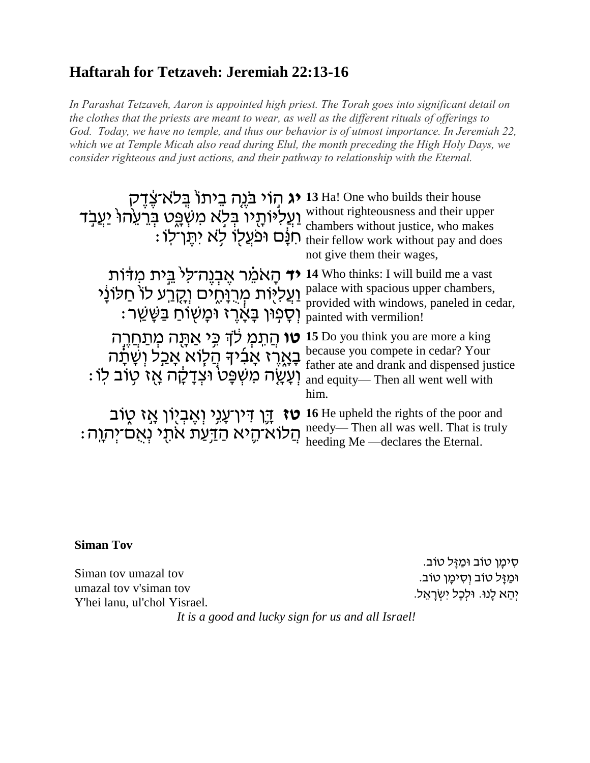## Haftarah for Tetzaveh: Jeremiah 22:13-16

*In Parashat Tetzaveh, Aaron is appointed high priest. The Torah goes into significant detail on the clothes that the priests are meant to wear, as well as the different rituals of offerings to God. Today, we have no temple, and thus our behavior is of utmost importance. In Jeremiah 22, which we at Temple Micah also read during Elul, the month preceding the High Holy Days, we consider righteous and just actions, and their pathway to relationship with the Eternal.*

| | |
|---|---|
| **יג** הוֹי בֹּנֶה בֵיתוֹ֙ בְּלֹא־צֶ֔דֶק וַעֲלִיּוֹתָ֖יו בְּלֹ֣א מִשְׁפָּ֑ט בְּרֵעֵ֙הוּ֙ יַעֲבֹ֣ד חִנָּ֔ם וּפֹעֲל֖וֹ לֹ֥א יִתֶּן־לֽוֹ׃ | **13** Ha! One who builds their house without righteousness and their upper chambers without justice, who makes their fellow work without pay and does not give them their wages, |
| **יד** הָאֹמֵ֗ר אֶבְנֶה־לִּי֙ בֵּ֣ית מִדּ֔וֹת וַעֲלִיּ֖וֹת מְרֻוָּחִ֑ים וְקָ֤רַע לוֹ֙ חַלּוֹנָ֔י וְסָפ֣וּן בָּאָ֔רֶז וּמָשׁ֖וֹחַ בַּשָּׁשַֽׁר׃ | **14** Who thinks: I will build me a vast palace with spacious upper chambers, provided with windows, paneled in cedar, painted with vermilion! |
| **טו** הֲתִֽמְלֹ֔ךְ כִּ֥י אַתָּ֖ה מְתַחֲרֶ֣ה בָאָ֑רֶז אָבִ֜יךָ הֲל֧וֹא אָכַ֣ל וְשָׁתָ֗ה וְעָשָׂ֤ה מִשְׁפָּט֙ וּצְדָקָ֔ה אָ֖ז ט֥וֹב לֽוֹ׃ | **15** Do you think you are more a king because you compete in cedar? Your father ate and drank and dispensed justice and equity— Then all went well with him. |
| **טז** דָּ֛ן דִּין־עָנִ֥י וְאֶבְי֖וֹן אָ֣ז ט֑וֹב הֲלוֹא־הִ֛יא הַדַּ֥עַת אֹתִ֖י נְאֻם־יְהוָֽה׃ | **16** He upheld the rights of the poor and needy— Then all was well. That is truly heeding Me —declares the Eternal. |

**Siman Tov**

Siman tov umazal tov  
umazal tov v'siman tov  
Y'hei lanu, ul'chol Yisrael.

סִימָן טוֹב וּמַזָּל טוֹב.  
וּמַזָּל טוֹב וְסִימָן טוֹב.  
יְהֵא לָנוּ. וּלְכָל יִשְׂרָאֵל.

*It is a good and lucky sign for us and all Israel!*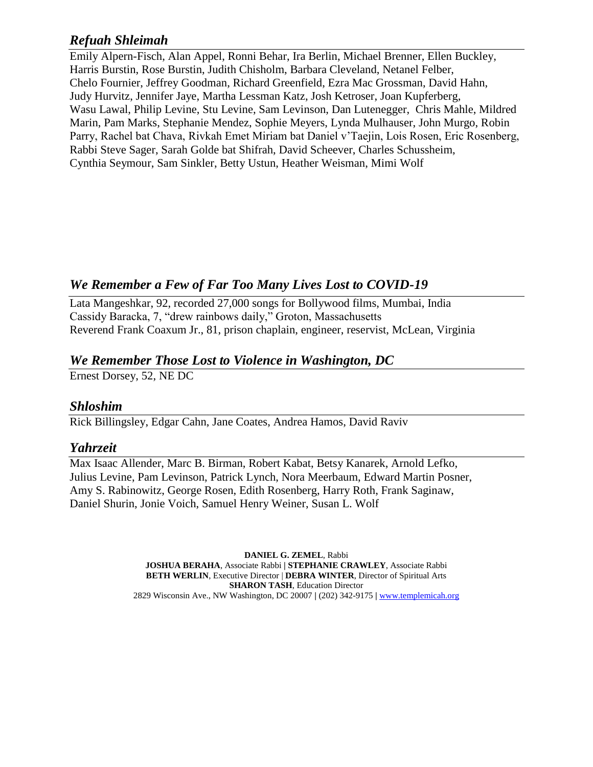## *Refuah Shleimah*

Emily Alpern-Fisch, Alan Appel, Ronni Behar, Ira Berlin, Michael Brenner, Ellen Buckley, Harris Burstin, Rose Burstin, Judith Chisholm, Barbara Cleveland, Netanel Felber, Chelo Fournier, Jeffrey Goodman, Richard Greenfield, Ezra Mac Grossman, David Hahn, Judy Hurvitz, Jennifer Jaye, Martha Lessman Katz, Josh Ketroser, Joan Kupferberg, Wasu Lawal, Philip Levine, Stu Levine, Sam Levinson, Dan Lutenegger, Chris Mahle, Mildred Marin, Pam Marks, Stephanie Mendez, Sophie Meyers, Lynda Mulhauser, John Murgo, Robin Parry, Rachel bat Chava, Rivkah Emet Miriam bat Daniel v'Taejin, Lois Rosen, Eric Rosenberg, Rabbi Steve Sager, Sarah Golde bat Shifrah, David Scheever, Charles Schussheim, Cynthia Seymour, Sam Sinkler, Betty Ustun, Heather Weisman, Mimi Wolf

## *We Remember a Few of Far Too Many Lives Lost to COVID-19*

Lata Mangeshkar, 92, recorded 27,000 songs for Bollywood films, Mumbai, India
Cassidy Baracka, 7, "drew rainbows daily," Groton, Massachusetts
Reverend Frank Coaxum Jr., 81, prison chaplain, engineer, reservist, McLean, Virginia

## *We Remember Those Lost to Violence in Washington, DC*

Ernest Dorsey, 52, NE DC

## *Shloshim*

Rick Billingsley, Edgar Cahn, Jane Coates, Andrea Hamos, David Raviv

## *Yahrzeit*

Max Isaac Allender, Marc B. Birman, Robert Kabat, Betsy Kanarek, Arnold Lefko, Julius Levine, Pam Levinson, Patrick Lynch, Nora Meerbaum, Edward Martin Posner, Amy S. Rabinowitz, George Rosen, Edith Rosenberg, Harry Roth, Frank Saginaw, Daniel Shurin, Jonie Voich, Samuel Henry Weiner, Susan L. Wolf

**DANIEL G. ZEMEL**, Rabbi
**JOSHUA BERAHA**, Associate Rabbi | **STEPHANIE CRAWLEY**, Associate Rabbi
**BETH WERLIN**, Executive Director | **DEBRA WINTER**, Director of Spiritual Arts
**SHARON TASH**, Education Director
2829 Wisconsin Ave., NW Washington, DC 20007 | (202) 342-9175 | www.templemicah.org